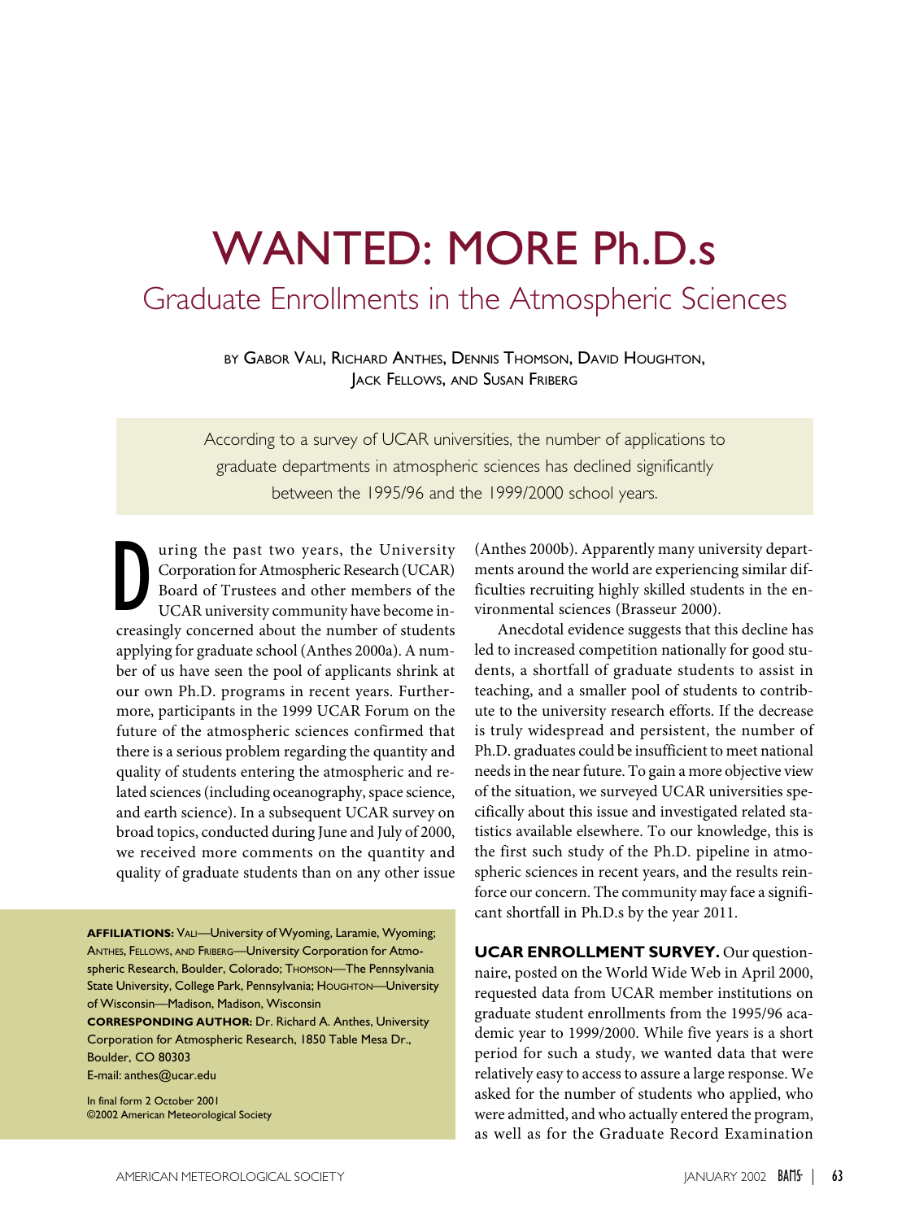# WANTED: MORE Ph.D.s

## Graduate Enrollments in the Atmospheric Sciences

BY GABOR VALI, RICHARD ANTHES, DENNIS THOMSON, DAVID HOUGHTON, JACK FELLOWS, AND SUSAN FRIBERG

According to a survey of UCAR universities, the number of applications to graduate departments in atmospheric sciences has declined significantly between the 1995/96 and the 1999/2000 school years.

During the past two years, the University Corporation for Atmospheric Research (UCAR) Board of Trustees and other members of the UCAR university community have become increasingly concerned about the number of students applying for graduate school (Anthes 2000a). A number of us have seen the pool of applicants shrink at our own Ph.D. programs in recent years. Furthermore, participants in the 1999 UCAR Forum on the future of the atmospheric sciences confirmed that there is a serious problem regarding the quantity and quality of students entering the atmospheric and related sciences (including oceanography, space science, and earth science). In a subsequent UCAR survey on broad topics, conducted during June and July of 2000, we received more comments on the quantity and quality of graduate students than on any other issue (Anthes 2000b). Apparently many university departments around the world are experiencing similar difficulties recruiting highly skilled students in the environmental sciences (Brasseur 2000).

Anecdotal evidence suggests that this decline has led to increased competition nationally for good students, a shortfall of graduate students to assist in teaching, and a smaller pool of students to contribute to the university research efforts. If the decrease is truly widespread and persistent, the number of Ph.D. graduates could be insufficient to meet national needs in the near future. To gain a more objective view of the situation, we surveyed UCAR universities specifically about this issue and investigated related statistics available elsewhere. To our knowledge, this is the first such study of the Ph.D. pipeline in atmospheric sciences in recent years, and the results reinforce our concern. The community may face a significant shortfall in Ph.D.s by the year 2011.

**AFFILIATIONS:** VALI—University of Wyoming, Laramie, Wyoming; ANTHES, FELLOWS, AND FRIBERG—University Corporation for Atmospheric Research, Boulder, Colorado; THOMSON—The Pennsylvania State University, College Park, Pennsylvania; HOUGHTON—University of Wisconsin—Madison, Madison, Wisconsin
**CORRESPONDING AUTHOR:** Dr. Richard A. Anthes, University Corporation for Atmospheric Research, 1850 Table Mesa Dr., Boulder, CO 80303
E-mail: anthes@ucar.edu

In final form 2 October 2001
©2002 American Meteorological Society

**UCAR ENROLLMENT SURVEY.** Our questionnaire, posted on the World Wide Web in April 2000, requested data from UCAR member institutions on graduate student enrollments from the 1995/96 academic year to 1999/2000. While five years is a short period for such a study, we wanted data that were relatively easy to access to assure a large response. We asked for the number of students who applied, who were admitted, and who actually entered the program, as well as for the Graduate Record Examination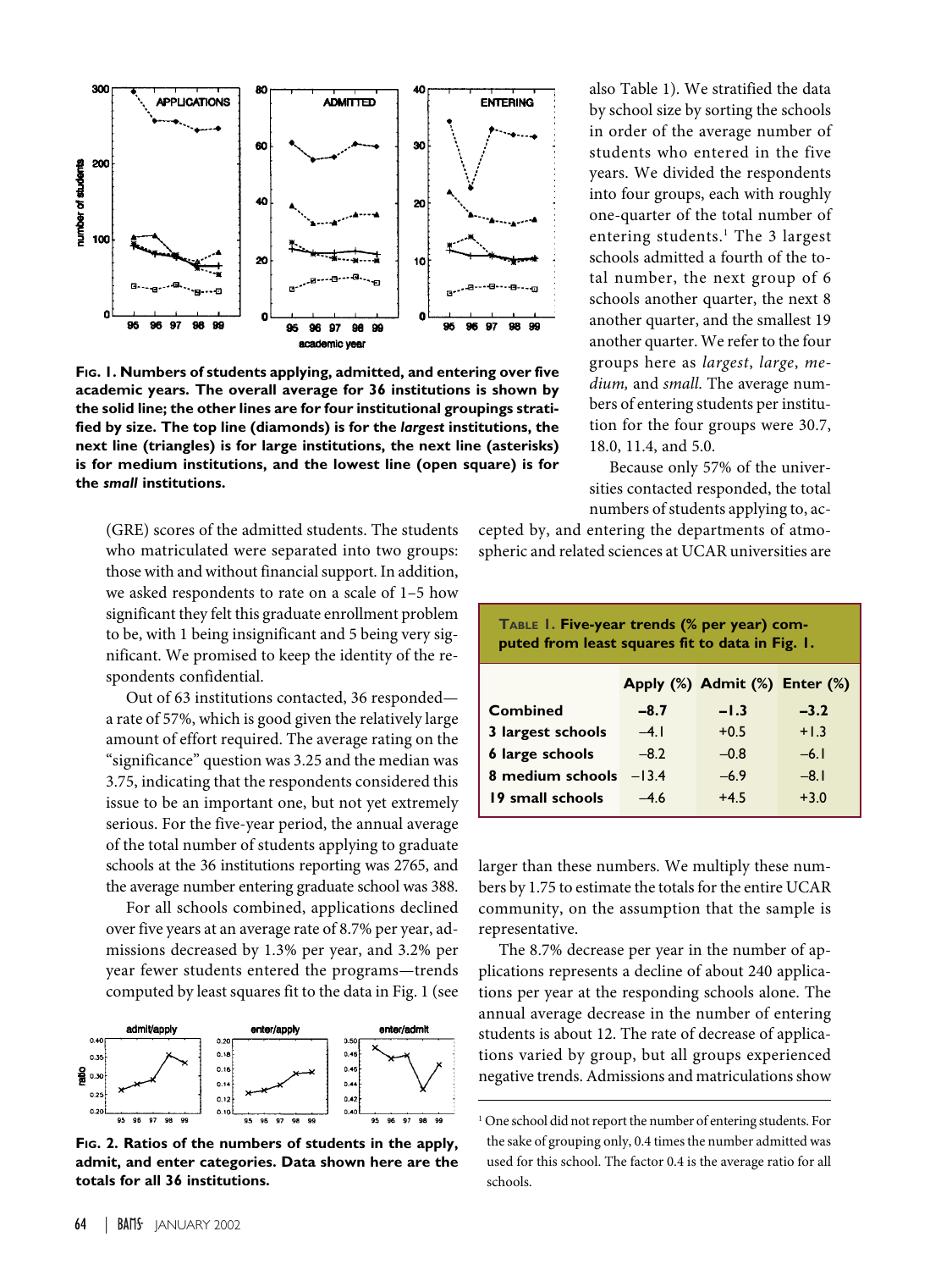**FIG. 1. Numbers of students applying, admitted, and entering over five academic years. The overall average for 36 institutions is shown by the solid line; the other lines are for four institutional groupings stratified by size. The top line (diamonds) is for the *largest* institutions, the next line (triangles) is for large institutions, the next line (asterisks) is for medium institutions, and the lowest line (open square) is for the *small* institutions.**

(GRE) scores of the admitted students. The students who matriculated were separated into two groups: those with and without financial support. In addition, we asked respondents to rate on a scale of 1–5 how significant they felt this graduate enrollment problem to be, with 1 being insignificant and 5 being very significant. We promised to keep the identity of the respondents confidential.

Out of 63 institutions contacted, 36 responded—a rate of 57%, which is good given the relatively large amount of effort required. The average rating on the "significance" question was 3.25 and the median was 3.75, indicating that the respondents considered this issue to be an important one, but not yet extremely serious. For the five-year period, the annual average of the total number of students applying to graduate schools at the 36 institutions reporting was 2765, and the average number entering graduate school was 388.

For all schools combined, applications declined over five years at an average rate of 8.7% per year, admissions decreased by 1.3% per year, and 3.2% per year fewer students entered the programs—trends computed by least squares fit to the data in Fig. 1 (see also Table 1). We stratified the data by school size by sorting the schools in order of the average number of students who entered in the five years. We divided the respondents into four groups, each with roughly one-quarter of the total number of entering students.[1] The 3 largest schools admitted a fourth of the total number, the next group of 6 schools another quarter, the next 8 another quarter, and the smallest 19 another quarter. We refer to the four groups here as *largest*, *large*, *medium,* and *small.* The average numbers of entering students per institution for the four groups were 30.7, 18.0, 11.4, and 5.0.

Because only 57% of the universities contacted responded, the total numbers of students applying to, accepted by, and entering the departments of atmospheric and related sciences at UCAR universities are larger than these numbers. We multiply these numbers by 1.75 to estimate the totals for the entire UCAR community, on the assumption that the sample is representative.

**TABLE 1. Five-year trends (% per year) computed from least squares fit to data in Fig. 1.**

| | Apply (%) | Admit (%) | Enter (%) |
|---|---|---|---|
| **Combined** | **–8.7** | **–1.3** | **–3.2** |
| **3 largest schools** | –4.1 | +0.5 | +1.3 |
| **6 large schools** | –8.2 | –0.8 | –6.1 |
| **8 medium schools** | –13.4 | –6.9 | –8.1 |
| **19 small schools** | –4.6 | +4.5 | +3.0 |

The 8.7% decrease per year in the number of applications represents a decline of about 240 applications per year at the responding schools alone. The annual average decrease in the number of entering students is about 12. The rate of decrease of applications varied by group, but all groups experienced negative trends. Admissions and matriculations show

**FIG. 2. Ratios of the numbers of students in the apply, admit, and enter categories. Data shown here are the totals for all 36 institutions.**

[1] One school did not report the number of entering students. For the sake of grouping only, 0.4 times the number admitted was used for this school. The factor 0.4 is the average ratio for all schools.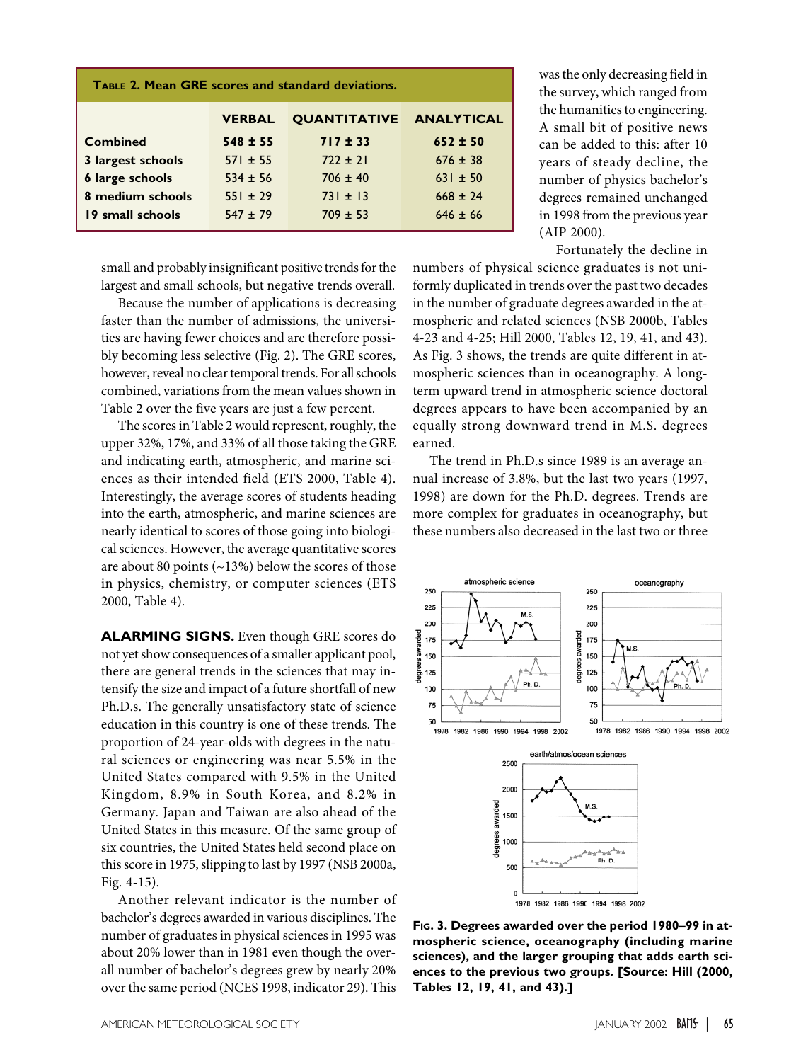**Table 2. Mean GRE scores and standard deviations.**

| | VERBAL | QUANTITATIVE | ANALYTICAL |
|---|---|---|---|
| **Combined** | **548 ± 55** | **717 ± 33** | **652 ± 50** |
| **3 largest schools** | 571 ± 55 | 722 ± 21 | 676 ± 38 |
| **6 large schools** | 534 ± 56 | 706 ± 40 | 631 ± 50 |
| **8 medium schools** | 551 ± 29 | 731 ± 13 | 668 ± 24 |
| **19 small schools** | 547 ± 79 | 709 ± 53 | 646 ± 66 |

small and probably insignificant positive trends for the largest and small schools, but negative trends overall.

Because the number of applications is decreasing faster than the number of admissions, the universities are having fewer choices and are therefore possibly becoming less selective (Fig. 2). The GRE scores, however, reveal no clear temporal trends. For all schools combined, variations from the mean values shown in Table 2 over the five years are just a few percent.

The scores in Table 2 would represent, roughly, the upper 32%, 17%, and 33% of all those taking the GRE and indicating earth, atmospheric, and marine sciences as their intended field (ETS 2000, Table 4). Interestingly, the average scores of students heading into the earth, atmospheric, and marine sciences are nearly identical to scores of those going into biological sciences. However, the average quantitative scores are about 80 points (~13%) below the scores of those in physics, chemistry, or computer sciences (ETS 2000, Table 4).

**ALARMING SIGNS.** Even though GRE scores do not yet show consequences of a smaller applicant pool, there are general trends in the sciences that may intensify the size and impact of a future shortfall of new Ph.D.s. The generally unsatisfactory state of science education in this country is one of these trends. The proportion of 24-year-olds with degrees in the natural sciences or engineering was near 5.5% in the United States compared with 9.5% in the United Kingdom, 8.9% in South Korea, and 8.2% in Germany. Japan and Taiwan are also ahead of the United States in this measure. Of the same group of six countries, the United States held second place on this score in 1975, slipping to last by 1997 (NSB 2000a, Fig. 4-15).

Another relevant indicator is the number of bachelor's degrees awarded in various disciplines. The number of graduates in physical sciences in 1995 was about 20% lower than in 1981 even though the overall number of bachelor's degrees grew by nearly 20% over the same period (NCES 1998, indicator 29). This was the only decreasing field in the survey, which ranged from the humanities to engineering. A small bit of positive news can be added to this: after 10 years of steady decline, the number of physics bachelor's degrees remained unchanged in 1998 from the previous year (AIP 2000).

Fortunately the decline in numbers of physical science graduates is not uniformly duplicated in trends over the past two decades in the number of graduate degrees awarded in the atmospheric and related sciences (NSB 2000b, Tables 4-23 and 4-25; Hill 2000, Tables 12, 19, 41, and 43). As Fig. 3 shows, the trends are quite different in atmospheric sciences than in oceanography. A long-term upward trend in atmospheric science doctoral degrees appears to have been accompanied by an equally strong downward trend in M.S. degrees earned.

The trend in Ph.D.s since 1989 is an average annual increase of 3.8%, but the last two years (1997, 1998) are down for the Ph.D. degrees. Trends are more complex for graduates in oceanography, but these numbers also decreased in the last two or three

**Fig. 3. Degrees awarded over the period 1980–99 in atmospheric science, oceanography (including marine sciences), and the larger grouping that adds earth sciences to the previous two groups. [Source: Hill (2000, Tables 12, 19, 41, and 43).]**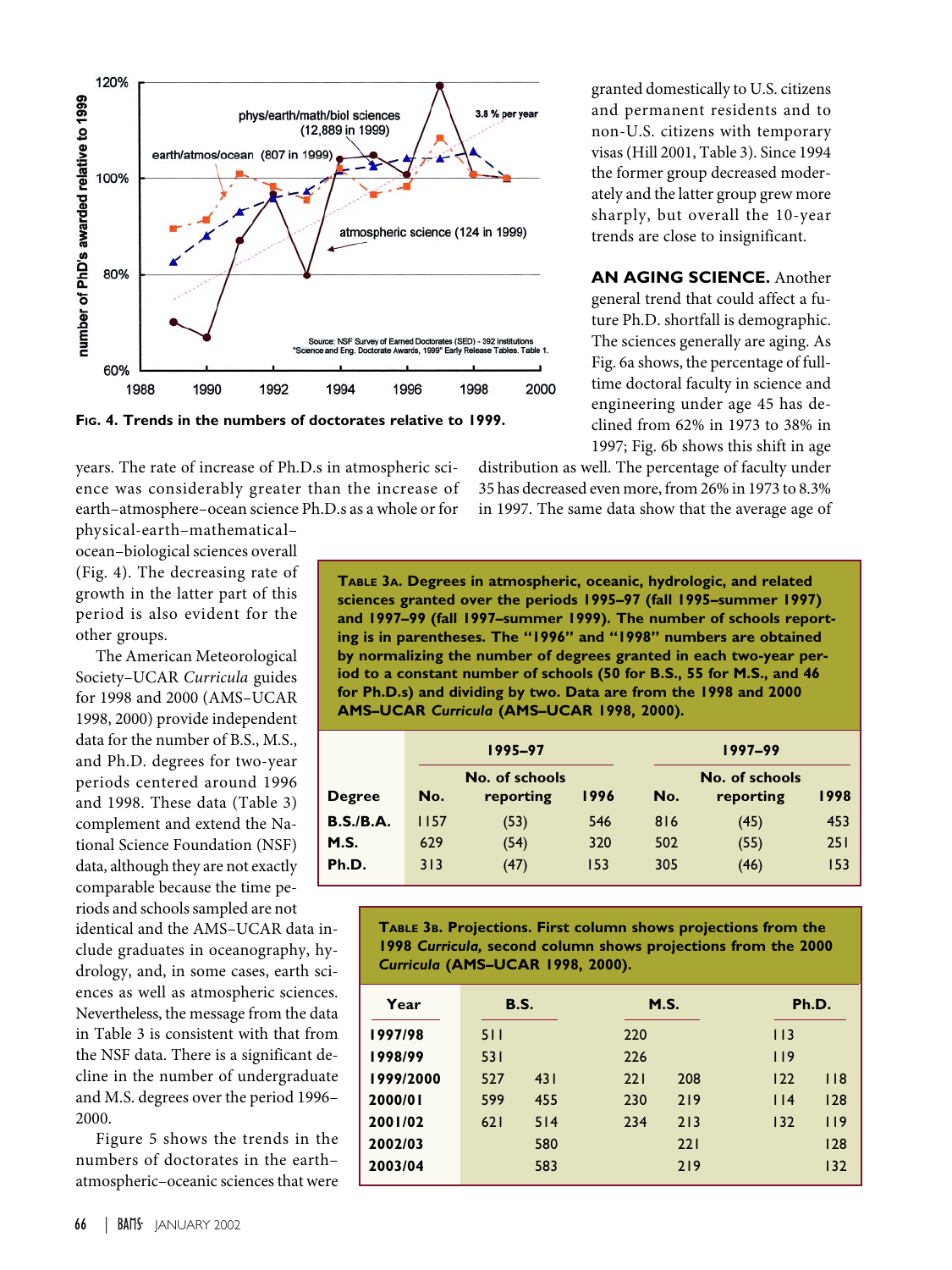**Fig. 4. Trends in the numbers of doctorates relative to 1999.**

years. The rate of increase of Ph.D.s in atmospheric science was considerably greater than the increase of earth–atmosphere–ocean science Ph.D.s as a whole or for physical–earth–mathematical–ocean–biological sciences overall (Fig. 4). The decreasing rate of growth in the latter part of this period is also evident for the other groups.

The American Meteorological Society–UCAR *Curricula* guides for 1998 and 2000 (AMS–UCAR 1998, 2000) provide independent data for the number of B.S., M.S., and Ph.D. degrees for two-year periods centered around 1996 and 1998. These data (Table 3) complement and extend the National Science Foundation (NSF) data, although they are not exactly comparable because the time periods and schools sampled are not identical and the AMS–UCAR data include graduates in oceanography, hydrology, and, in some cases, earth sciences as well as atmospheric sciences. Nevertheless, the message from the data in Table 3 is consistent with that from the NSF data. There is a significant decline in the number of undergraduate and M.S. degrees over the period 1996–2000.

Figure 5 shows the trends in the numbers of doctorates in the earth–atmospheric–oceanic sciences that were granted domestically to U.S. citizens and permanent residents and to non-U.S. citizens with temporary visas (Hill 2001, Table 3). Since 1994 the former group decreased moderately and the latter group grew more sharply, but overall the 10-year trends are close to insignificant.

**AN AGING SCIENCE.** Another general trend that could affect a future Ph.D. shortfall is demographic. The sciences generally are aging. As Fig. 6a shows, the percentage of full-time doctoral faculty in science and engineering under age 45 has declined from 62% in 1973 to 38% in 1997; Fig. 6b shows this shift in age distribution as well. The percentage of faculty under 35 has decreased even more, from 26% in 1973 to 8.3% in 1997. The same data show that the average age of

**Table 3a. Degrees in atmospheric, oceanic, hydrologic, and related sciences granted over the periods 1995–97 (fall 1995–summer 1997) and 1997–99 (fall 1997–summer 1999). The number of schools reporting is in parentheses. The "1996" and "1998" numbers are obtained by normalizing the number of degrees granted in each two-year period to a constant number of schools (50 for B.S., 55 for M.S., and 46 for Ph.D.s) and dividing by two. Data are from the 1998 and 2000 AMS–UCAR *Curricula* (AMS–UCAR 1998, 2000).**

| | 1995–97 | | | 1997–99 | | |
|---|---|---|---|---|---|---|
| Degree | No. | No. of schools reporting | 1996 | No. | No. of schools reporting | 1998 |
| B.S./B.A. | 1157 | (53) | 546 | 816 | (45) | 453 |
| M.S. | 629 | (54) | 320 | 502 | (55) | 251 |
| Ph.D. | 313 | (47) | 153 | 305 | (46) | 153 |

**Table 3b. Projections. First column shows projections from the 1998 *Curricula*, second column shows projections from the 2000 *Curricula* (AMS–UCAR 1998, 2000).**

| Year | B.S. | | M.S. | | Ph.D. | |
|---|---|---|---|---|---|---|
| 1997/98 | 511 | | 220 | | 113 | |
| 1998/99 | 531 | | 226 | | 119 | |
| 1999/2000 | 527 | 431 | 221 | 208 | 122 | 118 |
| 2000/01 | 599 | 455 | 230 | 219 | 114 | 128 |
| 2001/02 | 621 | 514 | 234 | 213 | 132 | 119 |
| 2002/03 | | 580 | | 221 | | 128 |
| 2003/04 | | 583 | | 219 | | 132 |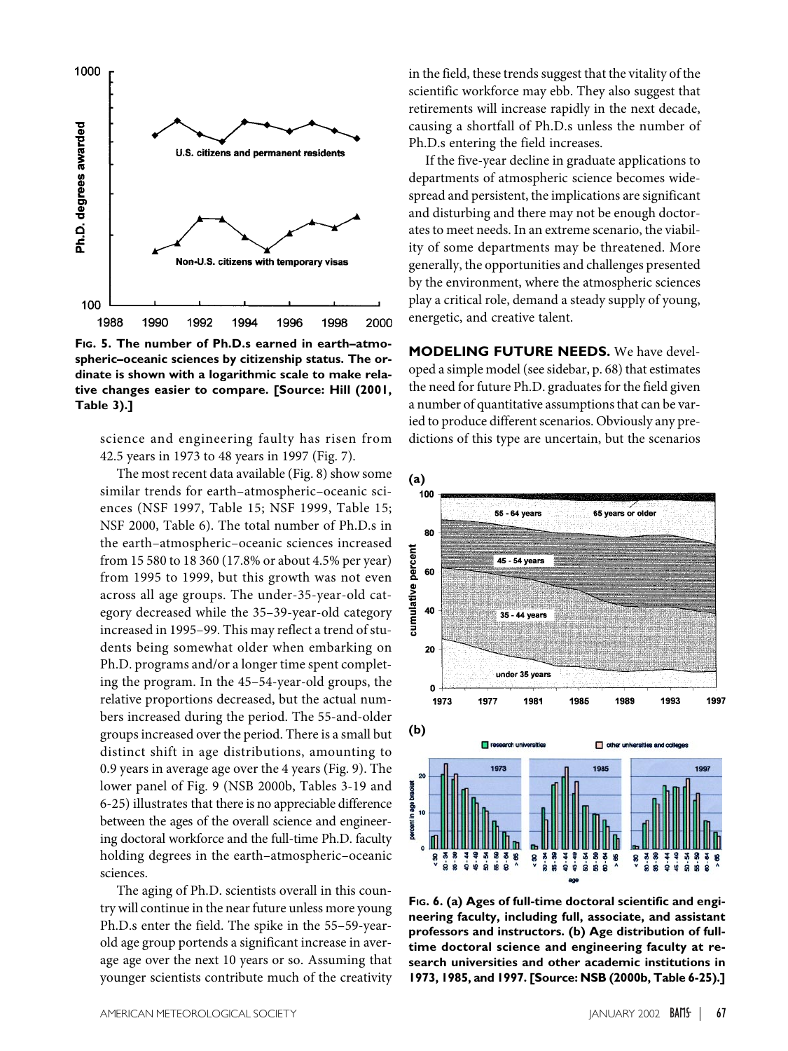FIG. 5. The number of Ph.D.s earned in earth–atmospheric–oceanic sciences by citizenship status. The ordinate is shown with a logarithmic scale to make relative changes easier to compare. [Source: Hill (2001, Table 3).]

science and engineering faulty has risen from 42.5 years in 1973 to 48 years in 1997 (Fig. 7).

The most recent data available (Fig. 8) show some similar trends for earth–atmospheric–oceanic sciences (NSF 1997, Table 15; NSF 1999, Table 15; NSF 2000, Table 6). The total number of Ph.D.s in the earth–atmospheric–oceanic sciences increased from 15 580 to 18 360 (17.8% or about 4.5% per year) from 1995 to 1999, but this growth was not even across all age groups. The under-35-year-old category decreased while the 35–39-year-old category increased in 1995–99. This may reflect a trend of students being somewhat older when embarking on Ph.D. programs and/or a longer time spent completing the program. In the 45–54-year-old groups, the relative proportions decreased, but the actual numbers increased during the period. The 55-and-older groups increased over the period. There is a small but distinct shift in age distributions, amounting to 0.9 years in average age over the 4 years (Fig. 9). The lower panel of Fig. 9 (NSB 2000b, Tables 3-19 and 6-25) illustrates that there is no appreciable difference between the ages of the overall science and engineering doctoral workforce and the full-time Ph.D. faculty holding degrees in the earth–atmospheric–oceanic sciences.

The aging of Ph.D. scientists overall in this country will continue in the near future unless more young Ph.D.s enter the field. The spike in the 55–59-year-old age group portends a significant increase in average age over the next 10 years or so. Assuming that younger scientists contribute much of the creativity in the field, these trends suggest that the vitality of the scientific workforce may ebb. They also suggest that retirements will increase rapidly in the next decade, causing a shortfall of Ph.D.s unless the number of Ph.D.s entering the field increases.

If the five-year decline in graduate applications to departments of atmospheric science becomes widespread and persistent, the implications are significant and disturbing and there may not be enough doctorates to meet needs. In an extreme scenario, the viability of some departments may be threatened. More generally, the opportunities and challenges presented by the environment, where the atmospheric sciences play a critical role, demand a steady supply of young, energetic, and creative talent.

**MODELING FUTURE NEEDS.** We have developed a simple model (see sidebar, p. 68) that estimates the need for future Ph.D. graduates for the field given a number of quantitative assumptions that can be varied to produce different scenarios. Obviously any predictions of this type are uncertain, but the scenarios

FIG. 6. (a) Ages of full-time doctoral scientific and engineering faculty, including full, associate, and assistant professors and instructors. (b) Age distribution of full-time doctoral science and engineering faculty at research universities and other academic institutions in 1973, 1985, and 1997. [Source: NSB (2000b, Table 6-25).]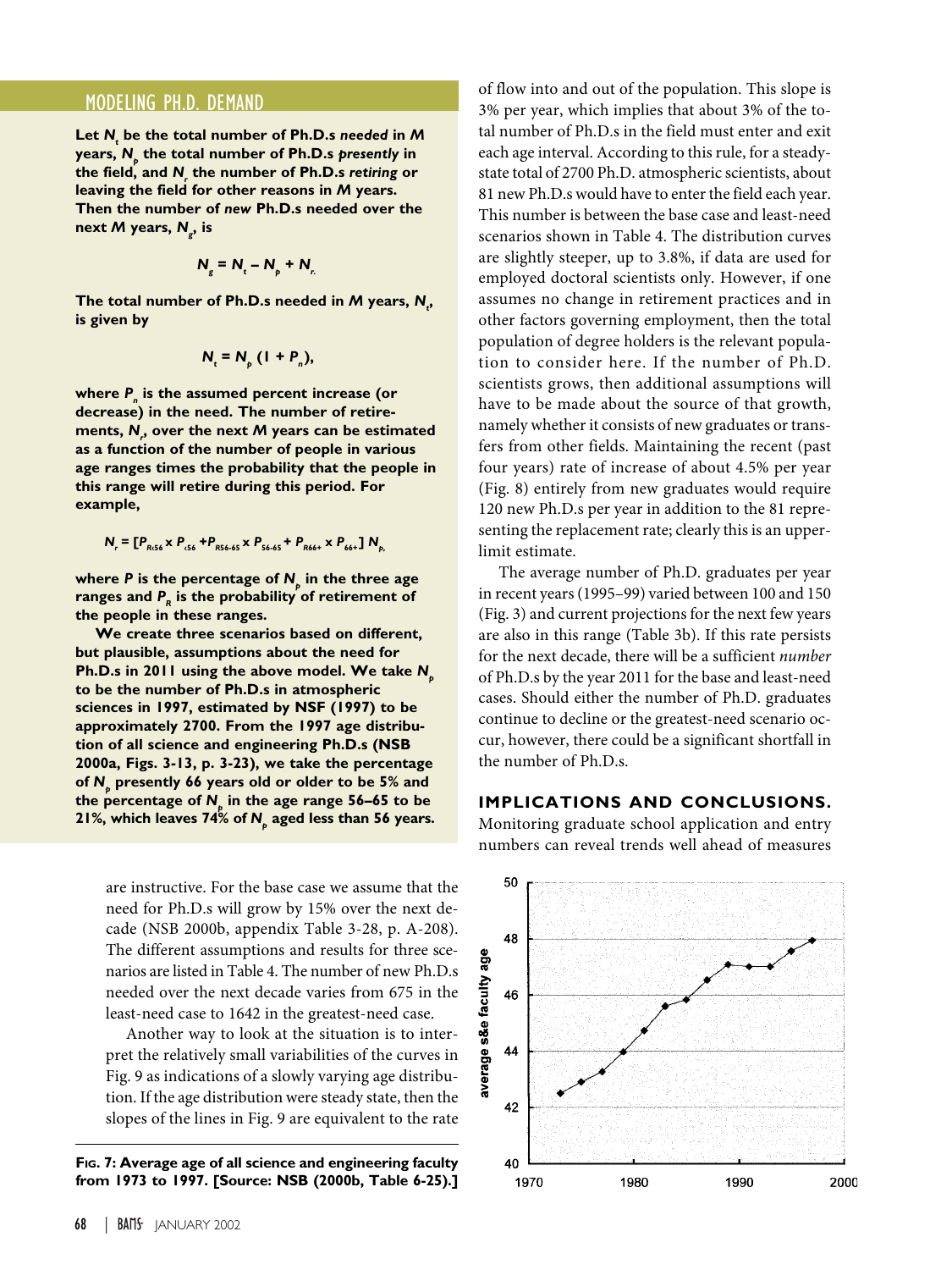## MODELING PH.D. DEMAND

**Let $N_t$ be the total number of Ph.D.s *needed* in *M* years, $N_p$ the total number of Ph.D.s *presently* in the field, and $N_r$ the number of Ph.D.s *retiring* or leaving the field for other reasons in *M* years. Then the number of *new* Ph.D.s needed over the next *M* years, $N_g$, is**

$$N_g = N_t - N_p + N_r.$$

**The total number of Ph.D.s needed in *M* years, $N_t$, is given by**

$$N_t = N_p\,(1 + P_n),$$

**where $P_n$ is the assumed percent increase (or decrease) in the need. The number of retirements, $N_r$, over the next *M* years can be estimated as a function of the number of people in various age ranges times the probability that the people in this range will retire during this period. For example,**

$$N_r = [P_{R<56} \times P_{<56} + P_{R56\text{-}65} \times P_{56\text{-}65} + P_{R66+} \times P_{66+}]\,N_p,$$

**where *P* is the percentage of $N_p$ in the three age ranges and $P_R$ is the probability of retirement of the people in these ranges.**

**We create three scenarios based on different, but plausible, assumptions about the need for Ph.D.s in 2011 using the above model. We take $N_p$ to be the number of Ph.D.s in atmospheric sciences in 1997, estimated by NSF (1997) to be approximately 2700. From the 1997 age distribution of all science and engineering Ph.D.s (NSB 2000a, Figs. 3-13, p. 3-23), we take the percentage of $N_p$ presently 66 years old or older to be 5% and the percentage of $N_p$ in the age range 56–65 to be 21%, which leaves 74% of $N_p$ aged less than 56 years.**

are instructive. For the base case we assume that the need for Ph.D.s will grow by 15% over the next decade (NSB 2000b, appendix Table 3-28, p. A-208). The different assumptions and results for three scenarios are listed in Table 4. The number of new Ph.D.s needed over the next decade varies from 675 in the least-need case to 1642 in the greatest-need case.

Another way to look at the situation is to interpret the relatively small variabilities of the curves in Fig. 9 as indications of a slowly varying age distribution. If the age distribution were steady state, then the slopes of the lines in Fig. 9 are equivalent to the rate of flow into and out of the population. This slope is 3% per year, which implies that about 3% of the total number of Ph.D.s in the field must enter and exit each age interval. According to this rule, for a steady-state total of 2700 Ph.D. atmospheric scientists, about 81 new Ph.D.s would have to enter the field each year. This number is between the base case and least-need scenarios shown in Table 4. The distribution curves are slightly steeper, up to 3.8%, if data are used for employed doctoral scientists only. However, if one assumes no change in retirement practices and in other factors governing employment, then the total population of degree holders is the relevant population to consider here. If the number of Ph.D. scientists grows, then additional assumptions will have to be made about the source of that growth, namely whether it consists of new graduates or transfers from other fields. Maintaining the recent (past four years) rate of increase of about 4.5% per year (Fig. 8) entirely from new graduates would require 120 new Ph.D.s per year in addition to the 81 representing the replacement rate; clearly this is an upper-limit estimate.

The average number of Ph.D. graduates per year in recent years (1995–99) varied between 100 and 150 (Fig. 3) and current projections for the next few years are also in this range (Table 3b). If this rate persists for the next decade, there will be a sufficient *number* of Ph.D.s by the year 2011 for the base and least-need cases. Should either the number of Ph.D. graduates continue to decline or the greatest-need scenario occur, however, there could be a significant shortfall in the number of Ph.D.s.

## IMPLICATIONS AND CONCLUSIONS.

Monitoring graduate school application and entry numbers can reveal trends well ahead of measures

**Fig. 7: Average age of all science and engineering faculty from 1973 to 1997. [Source: NSB (2000b, Table 6-25).]**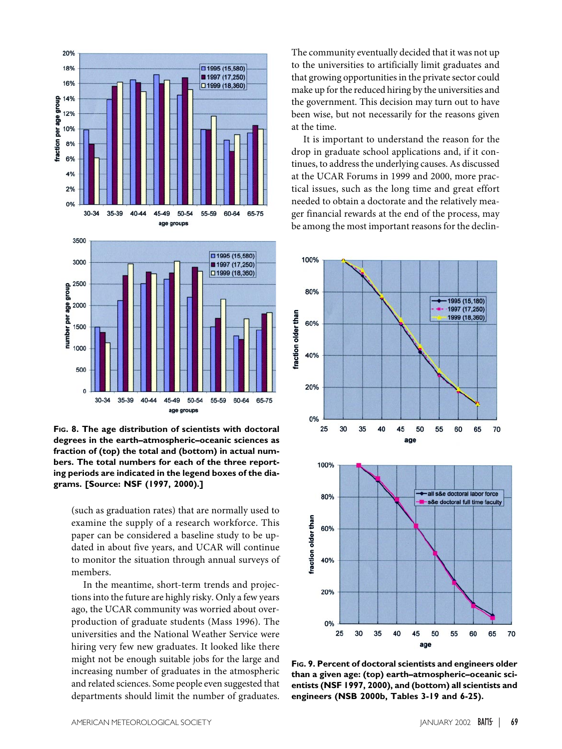**Fig. 8. The age distribution of scientists with doctoral degrees in the earth–atmospheric–oceanic sciences as fraction of (top) the total and (bottom) in actual numbers. The total numbers for each of the three reporting periods are indicated in the legend boxes of the diagrams. [Source: NSF (1997, 2000).]**

(such as graduation rates) that are normally used to examine the supply of a research workforce. This paper can be considered a baseline study to be updated in about five years, and UCAR will continue to monitor the situation through annual surveys of members.

In the meantime, short-term trends and projections into the future are highly risky. Only a few years ago, the UCAR community was worried about overproduction of graduate students (Mass 1996). The universities and the National Weather Service were hiring very few new graduates. It looked like there might not be enough suitable jobs for the large and increasing number of graduates in the atmospheric and related sciences. Some people even suggested that departments should limit the number of graduates. The community eventually decided that it was not up to the universities to artificially limit graduates and that growing opportunities in the private sector could make up for the reduced hiring by the universities and the government. This decision may turn out to have been wise, but not necessarily for the reasons given at the time.

It is important to understand the reason for the drop in graduate school applications and, if it continues, to address the underlying causes. As discussed at the UCAR Forums in 1999 and 2000, more practical issues, such as the long time and great effort needed to obtain a doctorate and the relatively meager financial rewards at the end of the process, may be among the most important reasons for the declin-

**Fig. 9. Percent of doctoral scientists and engineers older than a given age: (top) earth–atmospheric–oceanic scientists (NSF 1997, 2000), and (bottom) all scientists and engineers (NSB 2000b, Tables 3-19 and 6-25).**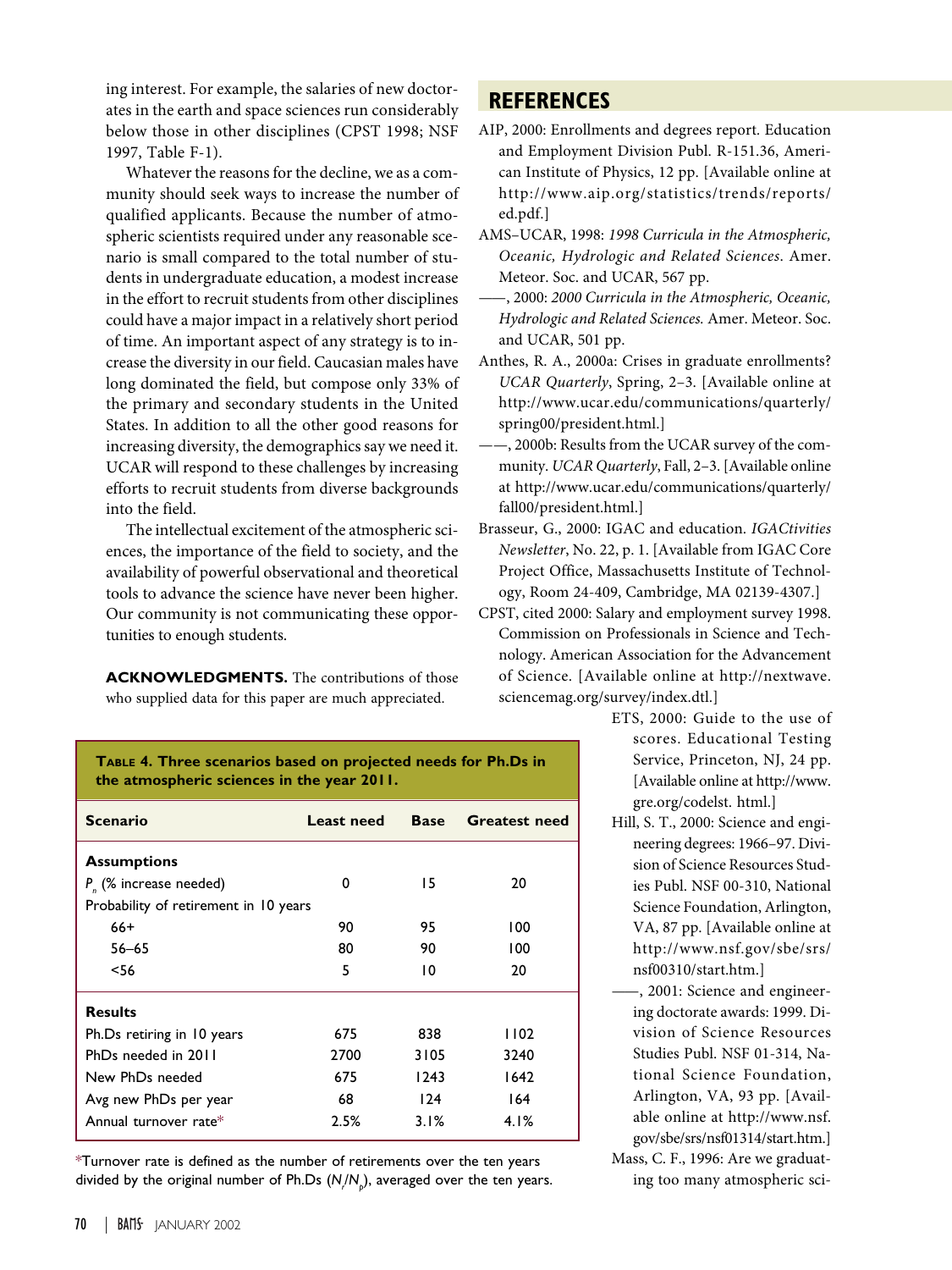ing interest. For example, the salaries of new doctorates in the earth and space sciences run considerably below those in other disciplines (CPST 1998; NSF 1997, Table F-1).

Whatever the reasons for the decline, we as a community should seek ways to increase the number of qualified applicants. Because the number of atmospheric scientists required under any reasonable scenario is small compared to the total number of students in undergraduate education, a modest increase in the effort to recruit students from other disciplines could have a major impact in a relatively short period of time. An important aspect of any strategy is to increase the diversity in our field. Caucasian males have long dominated the field, but compose only 33% of the primary and secondary students in the United States. In addition to all the other good reasons for increasing diversity, the demographics say we need it. UCAR will respond to these challenges by increasing efforts to recruit students from diverse backgrounds into the field.

The intellectual excitement of the atmospheric sciences, the importance of the field to society, and the availability of powerful observational and theoretical tools to advance the science have never been higher. Our community is not communicating these opportunities to enough students.

**ACKNOWLEDGMENTS.** The contributions of those who supplied data for this paper are much appreciated.

**Table 4. Three scenarios based on projected needs for Ph.Ds in the atmospheric sciences in the year 2011.**

| Scenario | Least need | Base | Greatest need |
|---|---|---|---|
| **Assumptions** | | | |
| $P_n$ (% increase needed) | 0 | 15 | 20 |
| Probability of retirement in 10 years | | | |
| 66+ | 90 | 95 | 100 |
| 56–65 | 80 | 90 | 100 |
| <56 | 5 | 10 | 20 |
| **Results** | | | |
| Ph.Ds retiring in 10 years | 675 | 838 | 1102 |
| PhDs needed in 2011 | 2700 | 3105 | 3240 |
| New PhDs needed | 675 | 1243 | 1642 |
| Avg new PhDs per year | 68 | 124 | 164 |
| Annual turnover rate* | 2.5% | 3.1% | 4.1% |

*Turnover rate is defined as the number of retirements over the ten years divided by the original number of Ph.Ds ($N_r/N_p$), averaged over the ten years.

## REFERENCES

AIP, 2000: Enrollments and degrees report. Education and Employment Division Publ. R-151.36, American Institute of Physics, 12 pp. [Available online at http://www.aip.org/statistics/trends/reports/ed.pdf.]

AMS–UCAR, 1998: *1998 Curricula in the Atmospheric, Oceanic, Hydrologic and Related Sciences*. Amer. Meteor. Soc. and UCAR, 567 pp.

——, 2000: *2000 Curricula in the Atmospheric, Oceanic, Hydrologic and Related Sciences.* Amer. Meteor. Soc. and UCAR, 501 pp.

Anthes, R. A., 2000a: Crises in graduate enrollments? *UCAR Quarterly*, Spring, 2–3. [Available online at http://www.ucar.edu/communications/quarterly/spring00/president.html.]

——, 2000b: Results from the UCAR survey of the community. *UCAR Quarterly*, Fall, 2–3. [Available online at http://www.ucar.edu/communications/quarterly/fall00/president.html.]

Brasseur, G., 2000: IGAC and education. *IGACtivities Newsletter*, No. 22, p. 1. [Available from IGAC Core Project Office, Massachusetts Institute of Technology, Room 24-409, Cambridge, MA 02139-4307.]

CPST, cited 2000: Salary and employment survey 1998. Commission on Professionals in Science and Technology. American Association for the Advancement of Science. [Available online at http://nextwave.sciencemag.org/survey/index.dtl.]

ETS, 2000: Guide to the use of scores. Educational Testing Service, Princeton, NJ, 24 pp. [Available online at http://www.gre.org/codelst. html.]

Hill, S. T., 2000: Science and engineering degrees: 1966–97. Division of Science Resources Studies Publ. NSF 00-310, National Science Foundation, Arlington, VA, 87 pp. [Available online at http://www.nsf.gov/sbe/srs/nsf00310/start.htm.]

——, 2001: Science and engineering doctorate awards: 1999. Division of Science Resources Studies Publ. NSF 01-314, National Science Foundation, Arlington, VA, 93 pp. [Available online at http://www.nsf.gov/sbe/srs/nsf01314/start.htm.]

Mass, C. F., 1996: Are we graduating too many atmospheric sci-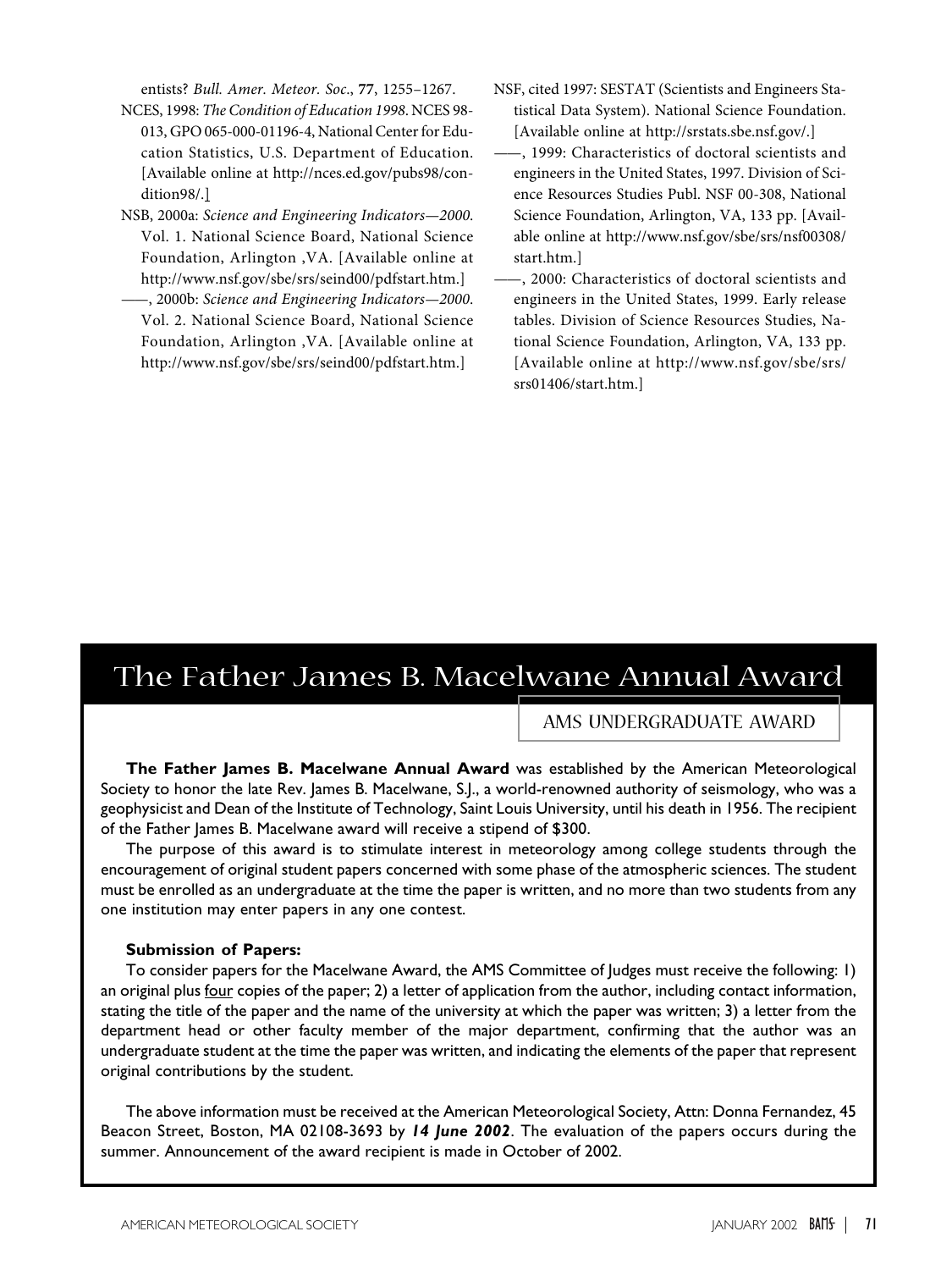entists? *Bull. Amer. Meteor. Soc*., **77**, 1255–1267.

NCES, 1998: *The Condition of Education 1998*. NCES 98-013, GPO 065-000-01196-4, National Center for Education Statistics, U.S. Department of Education. [Available online at http://nces.ed.gov/pubs98/condition98/.]

NSB, 2000a: *Science and Engineering Indicators—2000.* Vol. 1. National Science Board, National Science Foundation, Arlington ,VA. [Available online at http://www.nsf.gov/sbe/srs/seind00/pdfstart.htm.]

——, 2000b: *Science and Engineering Indicators—2000.* Vol. 2. National Science Board, National Science Foundation, Arlington ,VA. [Available online at http://www.nsf.gov/sbe/srs/seind00/pdfstart.htm.]

NSF, cited 1997: SESTAT (Scientists and Engineers Statistical Data System). National Science Foundation. [Available online at http://srstats.sbe.nsf.gov/.]

——, 1999: Characteristics of doctoral scientists and engineers in the United States, 1997. Division of Science Resources Studies Publ. NSF 00-308, National Science Foundation, Arlington, VA, 133 pp. [Available online at http://www.nsf.gov/sbe/srs/nsf00308/start.htm.]

——, 2000: Characteristics of doctoral scientists and engineers in the United States, 1999. Early release tables. Division of Science Resources Studies, National Science Foundation, Arlington, VA, 133 pp. [Available online at http://www.nsf.gov/sbe/srs/srs01406/start.htm.]

# The Father James B. Macelwane Annual Award

## AMS UNDERGRADUATE AWARD

**The Father James B. Macelwane Annual Award** was established by the American Meteorological Society to honor the late Rev. James B. Macelwane, S.J., a world-renowned authority of seismology, who was a geophysicist and Dean of the Institute of Technology, Saint Louis University, until his death in 1956. The recipient of the Father James B. Macelwane award will receive a stipend of $300.

The purpose of this award is to stimulate interest in meteorology among college students through the encouragement of original student papers concerned with some phase of the atmospheric sciences. The student must be enrolled as an undergraduate at the time the paper is written, and no more than two students from any one institution may enter papers in any one contest.

**Submission of Papers:**

To consider papers for the Macelwane Award, the AMS Committee of Judges must receive the following: 1) an original plus four copies of the paper; 2) a letter of application from the author, including contact information, stating the title of the paper and the name of the university at which the paper was written; 3) a letter from the department head or other faculty member of the major department, confirming that the author was an undergraduate student at the time the paper was written, and indicating the elements of the paper that represent original contributions by the student.

The above information must be received at the American Meteorological Society, Attn: Donna Fernandez, 45 Beacon Street, Boston, MA 02108-3693 by ***14 June 2002***. The evaluation of the papers occurs during the summer. Announcement of the award recipient is made in October of 2002.